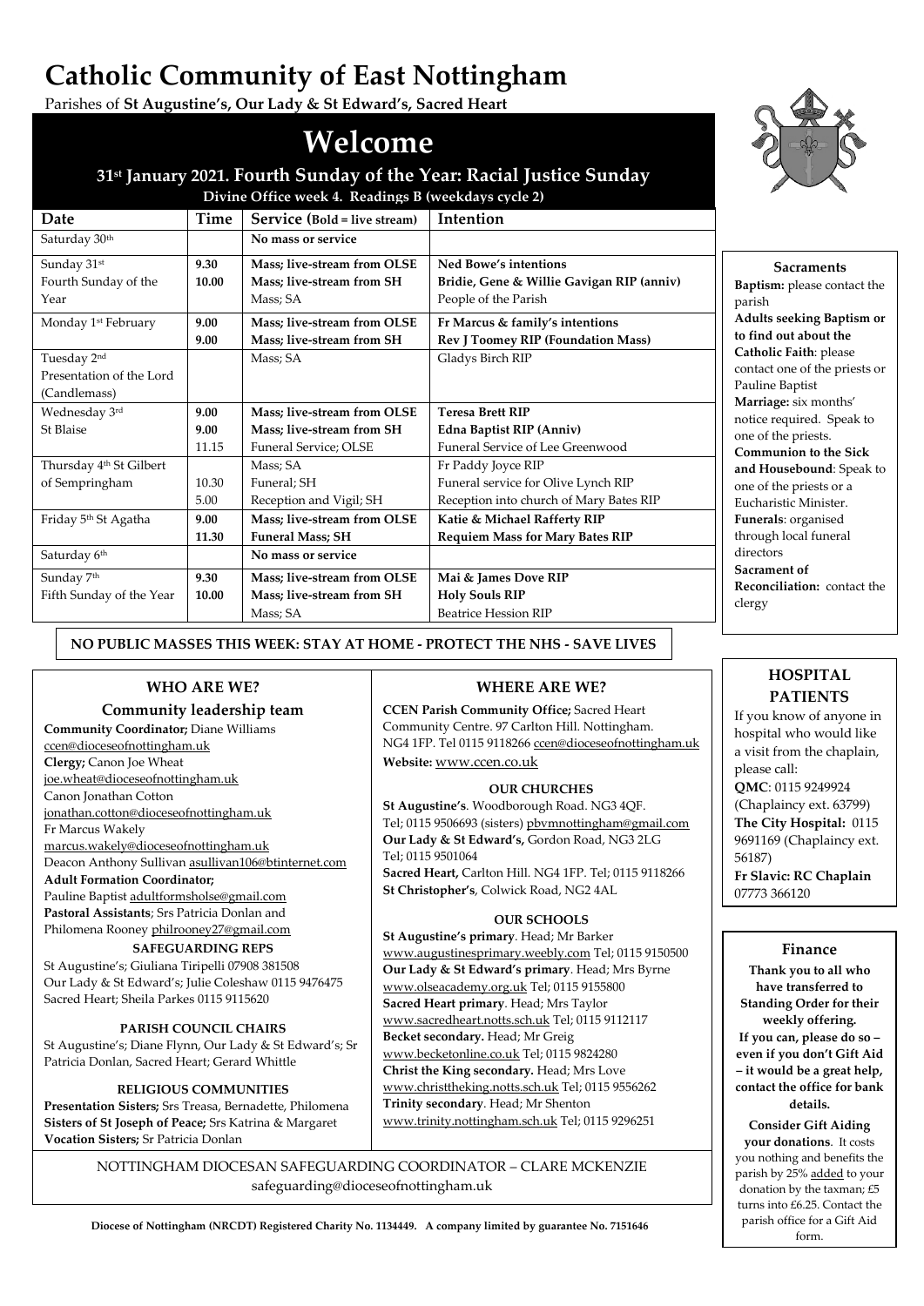# Catholic Community of East Nottingham

Parishes of **St Augustine's, Our Lady & St Edward's, Sacred Heart**

# Welcome

### 31st January 2021. Fourth Sunday of the Year: Racial Justice Sunday

**Divine Office week 4. Readings B (weekdays cycle 2)**

| Date | Time | Service (Bold = live stream) | Intention |
|---|---|---|---|
| Saturday 30th | | **No mass or service** | |
| Sunday 31st Fourth Sunday of the Year | **9.30** | **Mass; live-stream from OLSE** | **Ned Bowe's intentions** |
| | **10.00** | **Mass; live-stream from SH** | **Bridie, Gene & Willie Gavigan RIP (anniv)** |
| | | Mass; SA | People of the Parish |
| Monday 1st February | **9.00** | **Mass; live-stream from OLSE** | **Fr Marcus & family's intentions** |
| | **9.00** | **Mass; live-stream from SH** | **Rev J Toomey RIP (Foundation Mass)** |
| Tuesday 2nd Presentation of the Lord (Candlemass) | | Mass; SA | Gladys Birch RIP |
| Wednesday 3rd St Blaise | **9.00** | **Mass; live-stream from OLSE** | **Teresa Brett RIP** |
| | **9.00** | **Mass; live-stream from SH** | **Edna Baptist RIP (Anniv)** |
| | 11.15 | Funeral Service; OLSE | Funeral Service of Lee Greenwood |
| Thursday 4th St Gilbert of Sempringham | | Mass; SA | Fr Paddy Joyce RIP |
| | 10.30 | Funeral; SH | Funeral service for Olive Lynch RIP |
| | 5.00 | Reception and Vigil; SH | Reception into church of Mary Bates RIP |
| Friday 5th St Agatha | **9.00** | **Mass; live-stream from OLSE** | **Katie & Michael Rafferty RIP** |
| | **11.30** | **Funeral Mass; SH** | **Requiem Mass for Mary Bates RIP** |
| Saturday 6th | | **No mass or service** | |
| Sunday 7th Fifth Sunday of the Year | **9.30** | **Mass; live-stream from OLSE** | **Mai & James Dove RIP** |
| | **10.00** | **Mass; live-stream from SH** | **Holy Souls RIP** |
| | | Mass; SA | Beatrice Hession RIP |

**NO PUBLIC MASSES THIS WEEK: STAY AT HOME - PROTECT THE NHS - SAVE LIVES**

### Sacraments

**Baptism:** please contact the parish

**Adults seeking Baptism or to find out about the Catholic Faith**: please contact one of the priests or Pauline Baptist

**Marriage:** six months' notice required. Speak to one of the priests.

**Communion to the Sick and Housebound**: Speak to one of the priests or a Eucharistic Minister.

**Funerals**: organised through local funeral directors

**Sacrament of Reconciliation:** contact the clergy

## WHO ARE WE?

### Community leadership team

**Community Coordinator;** Diane Williams ccen@dioceseofnottingham.uk

**Clergy;** Canon Joe Wheat joe.wheat@dioceseofnottingham.uk

Canon Jonathan Cotton jonathan.cotton@dioceseofnottingham.uk

Fr Marcus Wakely marcus.wakely@dioceseofnottingham.uk

Deacon Anthony Sullivan asullivan106@btinternet.com

**Adult Formation Coordinator;** Pauline Baptist adultformsholse@gmail.com

**Pastoral Assistants**; Srs Patricia Donlan and Philomena Rooney philrooney27@gmail.com

**SAFEGUARDING REPS**

St Augustine's; Giuliana Tiripelli 07908 381508

Our Lady & St Edward's; Julie Coleshaw 0115 9476475

Sacred Heart; Sheila Parkes 0115 9115620

**PARISH COUNCIL CHAIRS**

St Augustine's; Diane Flynn, Our Lady & St Edward's; Sr Patricia Donlan, Sacred Heart; Gerard Whittle

**RELIGIOUS COMMUNITIES**

**Presentation Sisters;** Srs Treasa, Bernadette, Philomena

**Sisters of St Joseph of Peace;** Srs Katrina & Margaret

**Vocation Sisters;** Sr Patricia Donlan

## WHERE ARE WE?

**CCEN Parish Community Office;** Sacred Heart Community Centre. 97 Carlton Hill. Nottingham. NG4 1FP. Tel 0115 9118266 ccen@dioceseofnottingham.uk

**Website:** www.ccen.co.uk

**OUR CHURCHES**

**St Augustine's**. Woodborough Road. NG3 4QF. Tel; 0115 9506693 (sisters) pbvmnottingham@gmail.com

**Our Lady & St Edward's,** Gordon Road, NG3 2LG Tel; 0115 9501064

**Sacred Heart,** Carlton Hill. NG4 1FP. Tel; 0115 9118266

**St Christopher's**, Colwick Road, NG2 4AL

**OUR SCHOOLS**

**St Augustine's primary**. Head; Mr Barker www.augustinesprimary.weebly.com Tel; 0115 9150500

**Our Lady & St Edward's primary**. Head; Mrs Byrne www.olseacademy.org.uk Tel; 0115 9155800

**Sacred Heart primary**. Head; Mrs Taylor www.sacredheart.notts.sch.uk Tel; 0115 9112117

**Becket secondary.** Head; Mr Greig www.becketonline.co.uk Tel; 0115 9824280

**Christ the King secondary.** Head; Mrs Love www.christtheking.notts.sch.uk Tel; 0115 9556262

**Trinity secondary**. Head; Mr Shenton www.trinity.nottingham.sch.uk Tel; 0115 9296251

NOTTINGHAM DIOCESAN SAFEGUARDING COORDINATOR – CLARE MCKENZIE
safeguarding@dioceseofnottingham.uk

## HOSPITAL PATIENTS

If you know of anyone in hospital who would like a visit from the chaplain, please call:

**QMC**: 0115 9249924 (Chaplaincy ext. 63799)

**The City Hospital:** 0115 9691169 (Chaplaincy ext. 56187)

**Fr Slavic: RC Chaplain** 07773 366120

### Finance

**Thank you to all who have transferred to Standing Order for their weekly offering.**

**If you can, please do so – even if you don't Gift Aid – it would be a great help, contact the office for bank details.**

**Consider Gift Aiding your donations**. It costs you nothing and benefits the parish by 25% added to your donation by the taxman; £5 turns into £6.25. Contact the parish office for a Gift Aid form.

**Diocese of Nottingham (NRCDT) Registered Charity No. 1134449. A company limited by guarantee No. 7151646**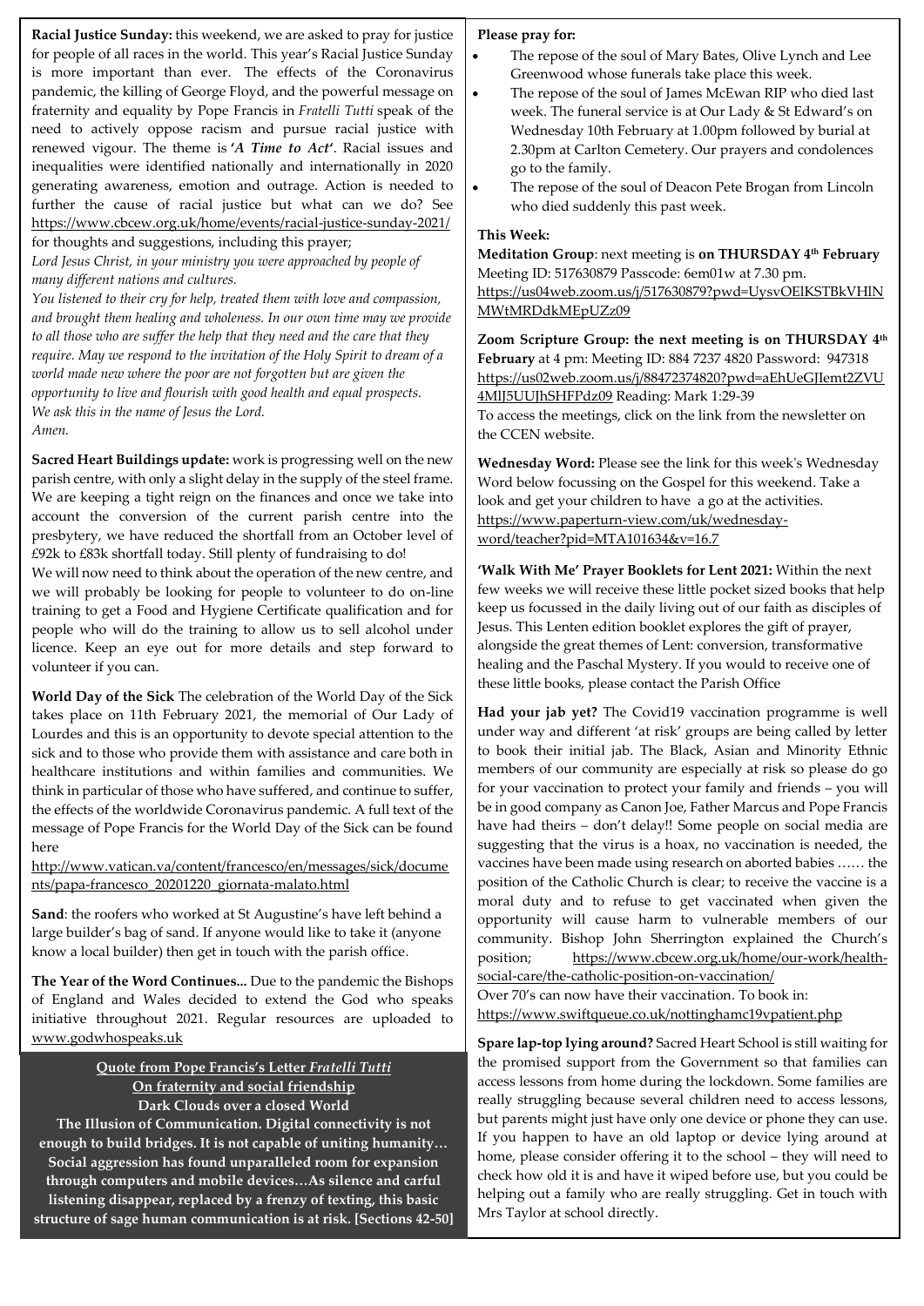**Racial Justice Sunday:** this weekend, we are asked to pray for justice for people of all races in the world. This year's Racial Justice Sunday is more important than ever. The effects of the Coronavirus pandemic, the killing of George Floyd, and the powerful message on fraternity and equality by Pope Francis in *Fratelli Tutti* speak of the need to actively oppose racism and pursue racial justice with renewed vigour. The theme is **'*A Time to Act*'**. Racial issues and inequalities were identified nationally and internationally in 2020 generating awareness, emotion and outrage. Action is needed to further the cause of racial justice but what can we do? See https://www.cbcew.org.uk/home/events/racial-justice-sunday-2021/ for thoughts and suggestions, including this prayer;

*Lord Jesus Christ, in your ministry you were approached by people of many different nations and cultures.*
*You listened to their cry for help, treated them with love and compassion, and brought them healing and wholeness. In our own time may we provide to all those who are suffer the help that they need and the care that they require. May we respond to the invitation of the Holy Spirit to dream of a world made new where the poor are not forgotten but are given the opportunity to live and flourish with good health and equal prospects.*
*We ask this in the name of Jesus the Lord.*
*Amen.*

**Sacred Heart Buildings update:** work is progressing well on the new parish centre, with only a slight delay in the supply of the steel frame. We are keeping a tight reign on the finances and once we take into account the conversion of the current parish centre into the presbytery, we have reduced the shortfall from an October level of £92k to £83k shortfall today. Still plenty of fundraising to do!
We will now need to think about the operation of the new centre, and we will probably be looking for people to volunteer to do on-line training to get a Food and Hygiene Certificate qualification and for people who will do the training to allow us to sell alcohol under licence. Keep an eye out for more details and step forward to volunteer if you can.

**World Day of the Sick** The celebration of the World Day of the Sick takes place on 11th February 2021, the memorial of Our Lady of Lourdes and this is an opportunity to devote special attention to the sick and to those who provide them with assistance and care both in healthcare institutions and within families and communities. We think in particular of those who have suffered, and continue to suffer, the effects of the worldwide Coronavirus pandemic. A full text of the message of Pope Francis for the World Day of the Sick can be found here
http://www.vatican.va/content/francesco/en/messages/sick/documents/papa-francesco_20201220_giornata-malato.html

**Sand**: the roofers who worked at St Augustine's have left behind a large builder's bag of sand. If anyone would like to take it (anyone know a local builder) then get in touch with the parish office.

**The Year of the Word Continues...** Due to the pandemic the Bishops of England and Wales decided to extend the God who speaks initiative throughout 2021. Regular resources are uploaded to www.godwhospeaks.uk

**Quote from Pope Francis's Letter *Fratelli Tutti***
**On fraternity and social friendship**
**Dark Clouds over a closed World**
**The Illusion of Communication. Digital connectivity is not enough to build bridges. It is not capable of uniting humanity… Social aggression has found unparalleled room for expansion through computers and mobile devices…As silence and carful listening disappear, replaced by a frenzy of texting, this basic structure of sage human communication is at risk. [Sections 42-50]**

**Please pray for:**

- The repose of the soul of Mary Bates, Olive Lynch and Lee Greenwood whose funerals take place this week.
- The repose of the soul of James McEwan RIP who died last week. The funeral service is at Our Lady & St Edward's on Wednesday 10th February at 1.00pm followed by burial at 2.30pm at Carlton Cemetery. Our prayers and condolences go to the family.
- The repose of the soul of Deacon Pete Brogan from Lincoln who died suddenly this past week.

**This Week:**

**Meditation Group**: next meeting is **on THURSDAY 4th February** Meeting ID: 517630879 Passcode: 6em01w at 7.30 pm.
https://us04web.zoom.us/j/517630879?pwd=UysvOElKSTBkVHlNMWtMRDdkMEpUZz09

**Zoom Scripture Group: the next meeting is on THURSDAY 4th February** at 4 pm: Meeting ID: 884 7237 4820 Password: 947318
https://us02web.zoom.us/j/88472374820?pwd=aEhUeGJIemt2ZVU4MlJ5UUJhSHFPdz09 Reading: Mark 1:29-39
To access the meetings, click on the link from the newsletter on the CCEN website.

**Wednesday Word:** Please see the link for this week's Wednesday Word below focussing on the Gospel for this weekend. Take a look and get your children to have a go at the activities.
https://www.paperturn-view.com/uk/wednesday-word/teacher?pid=MTA101634&v=16.7

**'Walk With Me' Prayer Booklets for Lent 2021:** Within the next few weeks we will receive these little pocket sized books that help keep us focussed in the daily living out of our faith as disciples of Jesus. This Lenten edition booklet explores the gift of prayer, alongside the great themes of Lent: conversion, transformative healing and the Paschal Mystery. If you would to receive one of these little books, please contact the Parish Office

**Had your jab yet?** The Covid19 vaccination programme is well under way and different 'at risk' groups are being called by letter to book their initial jab. The Black, Asian and Minority Ethnic members of our community are especially at risk so please do go for your vaccination to protect your family and friends – you will be in good company as Canon Joe, Father Marcus and Pope Francis have had theirs – don't delay!! Some people on social media are suggesting that the virus is a hoax, no vaccination is needed, the vaccines have been made using research on aborted babies …… the position of the Catholic Church is clear; to receive the vaccine is a moral duty and to refuse to get vaccinated when given the opportunity will cause harm to vulnerable members of our community. Bishop John Sherrington explained the Church's position; https://www.cbcew.org.uk/home/our-work/health-social-care/the-catholic-position-on-vaccination/
Over 70's can now have their vaccination. To book in:
https://www.swiftqueue.co.uk/nottinghamc19vpatient.php

**Spare lap-top lying around?** Sacred Heart School is still waiting for the promised support from the Government so that families can access lessons from home during the lockdown. Some families are really struggling because several children need to access lessons, but parents might just have only one device or phone they can use. If you happen to have an old laptop or device lying around at home, please consider offering it to the school – they will need to check how old it is and have it wiped before use, but you could be helping out a family who are really struggling. Get in touch with Mrs Taylor at school directly.